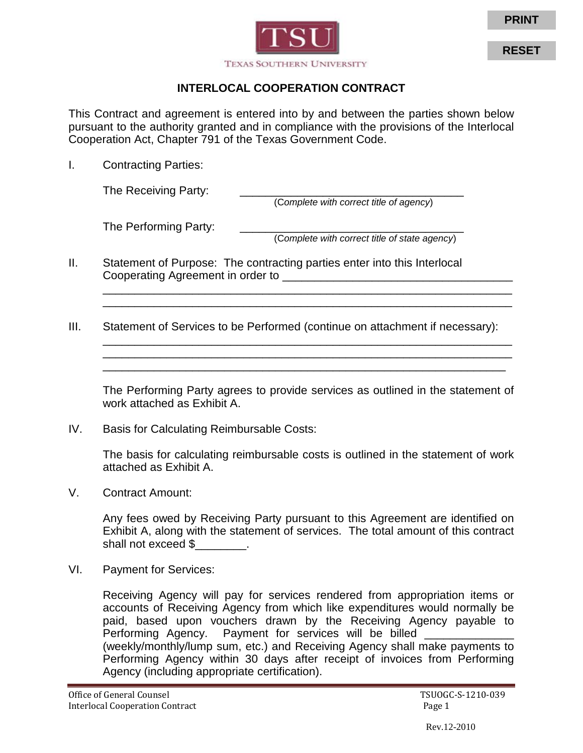TEXAS SOUTHERN UNIVERSITY

# INTERLOCAL COOPERATION CONTRACT

This Contract and agreement is entered into by and between the parties shown below pursuant to the authority granted and in compliance with the provisions of the Interlocal Cooperation Act, Chapter 791 of the Texas Government Code.

I. Contracting Parties:

The Receiving Party: ____________________________________
(*Complete with correct title of agency*)

The Performing Party: ____________________________________
(*Complete with correct title of state agency*)

II. Statement of Purpose: The contracting parties enter into this Interlocal Cooperating Agreement in order to ____________________________________
____________________________________________________________________
____________________________________________________________________

III. Statement of Services to be Performed (continue on attachment if necessary):
____________________________________________________________________
____________________________________________________________________
____________________________________________________________________

The Performing Party agrees to provide services as outlined in the statement of work attached as Exhibit A.

IV. Basis for Calculating Reimbursable Costs:

The basis for calculating reimbursable costs is outlined in the statement of work attached as Exhibit A.

V. Contract Amount:

Any fees owed by Receiving Party pursuant to this Agreement are identified on Exhibit A, along with the statement of services. The total amount of this contract shall not exceed $________.

VI. Payment for Services:

Receiving Agency will pay for services rendered from appropriation items or accounts of Receiving Agency from which like expenditures would normally be paid, based upon vouchers drawn by the Receiving Agency payable to Performing Agency. Payment for services will be billed ______________ (weekly/monthly/lump sum, etc.) and Receiving Agency shall make payments to Performing Agency within 30 days after receipt of invoices from Performing Agency (including appropriate certification).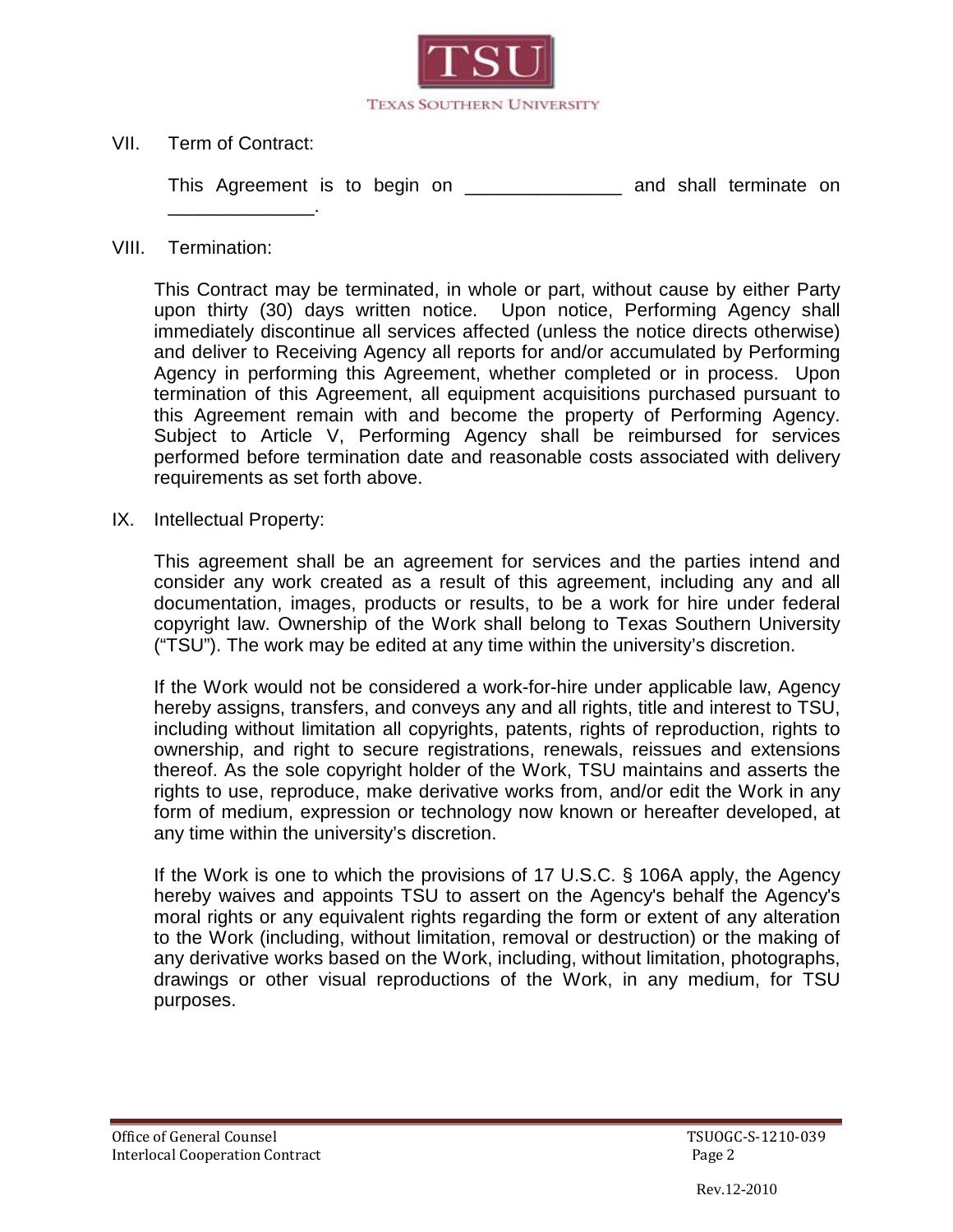## VII. Term of Contract:

This Agreement is to begin on _______________ and shall terminate on ______________.

## VIII. Termination:

This Contract may be terminated, in whole or part, without cause by either Party upon thirty (30) days written notice. Upon notice, Performing Agency shall immediately discontinue all services affected (unless the notice directs otherwise) and deliver to Receiving Agency all reports for and/or accumulated by Performing Agency in performing this Agreement, whether completed or in process. Upon termination of this Agreement, all equipment acquisitions purchased pursuant to this Agreement remain with and become the property of Performing Agency. Subject to Article V, Performing Agency shall be reimbursed for services performed before termination date and reasonable costs associated with delivery requirements as set forth above.

## IX. Intellectual Property:

This agreement shall be an agreement for services and the parties intend and consider any work created as a result of this agreement, including any and all documentation, images, products or results, to be a work for hire under federal copyright law. Ownership of the Work shall belong to Texas Southern University ("TSU"). The work may be edited at any time within the university's discretion.

If the Work would not be considered a work-for-hire under applicable law, Agency hereby assigns, transfers, and conveys any and all rights, title and interest to TSU, including without limitation all copyrights, patents, rights of reproduction, rights to ownership, and right to secure registrations, renewals, reissues and extensions thereof. As the sole copyright holder of the Work, TSU maintains and asserts the rights to use, reproduce, make derivative works from, and/or edit the Work in any form of medium, expression or technology now known or hereafter developed, at any time within the university's discretion.

If the Work is one to which the provisions of 17 U.S.C. § 106A apply, the Agency hereby waives and appoints TSU to assert on the Agency's behalf the Agency's moral rights or any equivalent rights regarding the form or extent of any alteration to the Work (including, without limitation, removal or destruction) or the making of any derivative works based on the Work, including, without limitation, photographs, drawings or other visual reproductions of the Work, in any medium, for TSU purposes.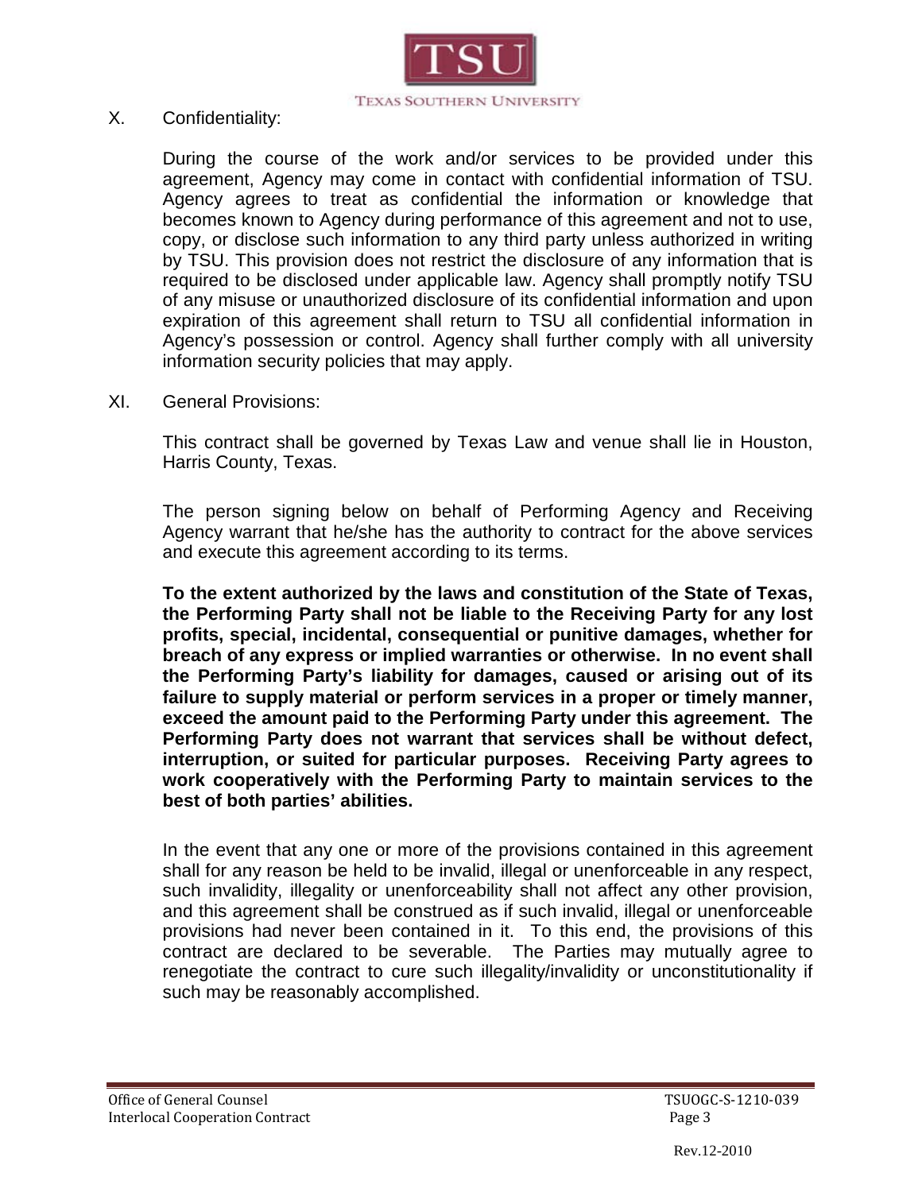X. Confidentiality:

During the course of the work and/or services to be provided under this agreement, Agency may come in contact with confidential information of TSU. Agency agrees to treat as confidential the information or knowledge that becomes known to Agency during performance of this agreement and not to use, copy, or disclose such information to any third party unless authorized in writing by TSU. This provision does not restrict the disclosure of any information that is required to be disclosed under applicable law. Agency shall promptly notify TSU of any misuse or unauthorized disclosure of its confidential information and upon expiration of this agreement shall return to TSU all confidential information in Agency's possession or control. Agency shall further comply with all university information security policies that may apply.

XI. General Provisions:

This contract shall be governed by Texas Law and venue shall lie in Houston, Harris County, Texas.

The person signing below on behalf of Performing Agency and Receiving Agency warrant that he/she has the authority to contract for the above services and execute this agreement according to its terms.

**To the extent authorized by the laws and constitution of the State of Texas, the Performing Party shall not be liable to the Receiving Party for any lost profits, special, incidental, consequential or punitive damages, whether for breach of any express or implied warranties or otherwise. In no event shall the Performing Party's liability for damages, caused or arising out of its failure to supply material or perform services in a proper or timely manner, exceed the amount paid to the Performing Party under this agreement. The Performing Party does not warrant that services shall be without defect, interruption, or suited for particular purposes. Receiving Party agrees to work cooperatively with the Performing Party to maintain services to the best of both parties' abilities.**

In the event that any one or more of the provisions contained in this agreement shall for any reason be held to be invalid, illegal or unenforceable in any respect, such invalidity, illegality or unenforceability shall not affect any other provision, and this agreement shall be construed as if such invalid, illegal or unenforceable provisions had never been contained in it. To this end, the provisions of this contract are declared to be severable. The Parties may mutually agree to renegotiate the contract to cure such illegality/invalidity or unconstitutionality if such may be reasonably accomplished.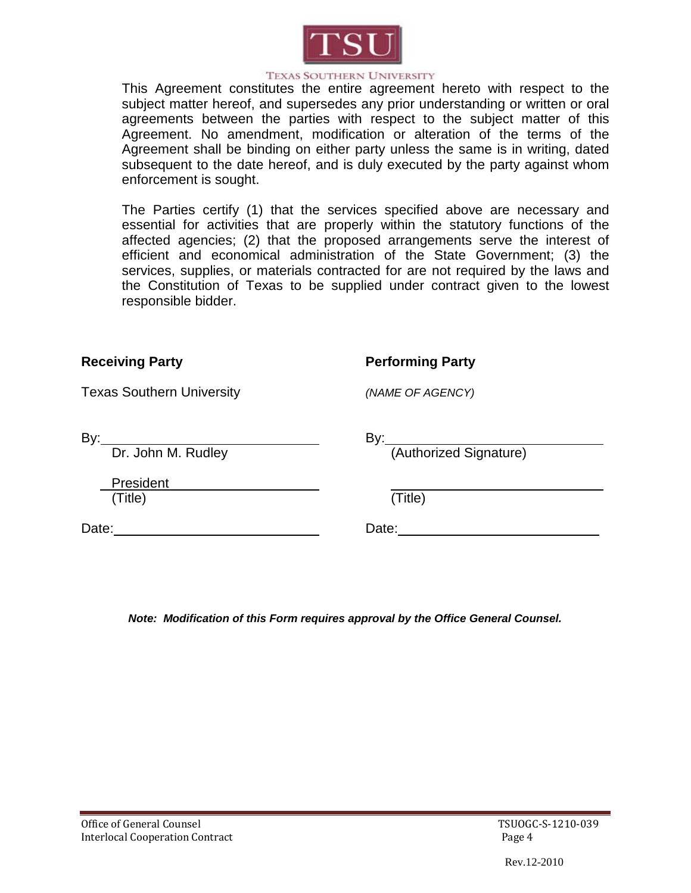This Agreement constitutes the entire agreement hereto with respect to the subject matter hereof, and supersedes any prior understanding or written or oral agreements between the parties with respect to the subject matter of this Agreement. No amendment, modification or alteration of the terms of the Agreement shall be binding on either party unless the same is in writing, dated subsequent to the date hereof, and is duly executed by the party against whom enforcement is sought.

The Parties certify (1) that the services specified above are necessary and essential for activities that are properly within the statutory functions of the affected agencies; (2) that the proposed arrangements serve the interest of efficient and economical administration of the State Government; (3) the services, supplies, or materials contracted for are not required by the laws and the Constitution of Texas to be supplied under contract given to the lowest responsible bidder.

| | |
|---|---|
| **Receiving Party** | **Performing Party** |
| Texas Southern University | *(NAME OF AGENCY)* |
| By:\_\_\_\_\_\_\_\_\_\_\_\_\_\_\_\_\_\_\_\_\_\_\_\_\_\_ | By:\_\_\_\_\_\_\_\_\_\_\_\_\_\_\_\_\_\_\_\_\_\_\_\_\_\_ |
| Dr. John M. Rudley | (Authorized Signature) |
| President | \_\_\_\_\_\_\_\_\_\_\_\_\_\_\_\_\_\_\_\_\_\_\_\_\_\_ |
| (Title) | (Title) |
| Date:\_\_\_\_\_\_\_\_\_\_\_\_\_\_\_\_\_\_\_\_\_\_\_\_\_\_ | Date:\_\_\_\_\_\_\_\_\_\_\_\_\_\_\_\_\_\_\_\_\_\_\_\_\_\_ |

***Note: Modification of this Form requires approval by the Office General Counsel.***